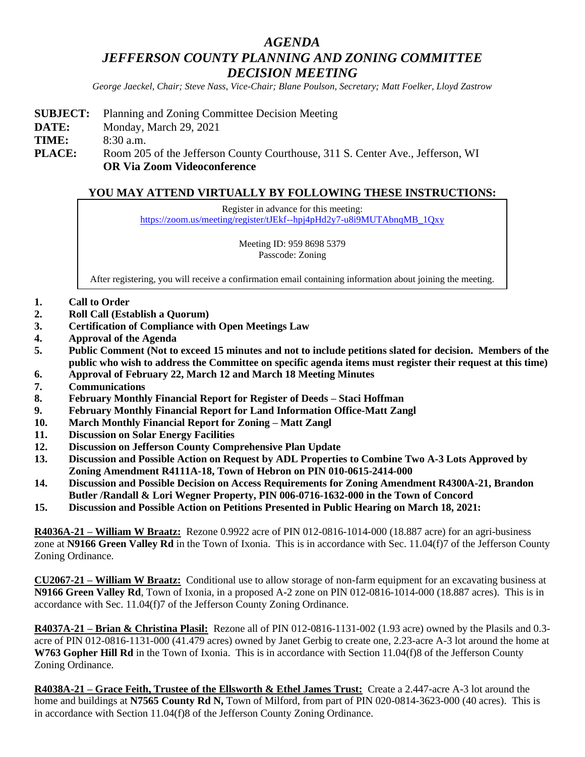# *AGENDA*
# *JEFFERSON COUNTY PLANNING AND ZONING COMMITTEE DECISION MEETING*

*George Jaeckel, Chair; Steve Nass, Vice-Chair; Blane Poulson, Secretary; Matt Foelker, Lloyd Zastrow*

**SUBJECT:** Planning and Zoning Committee Decision Meeting
**DATE:** Monday, March 29, 2021
**TIME:** 8:30 a.m.
**PLACE:** Room 205 of the Jefferson County Courthouse, 311 S. Center Ave., Jefferson, WI
**OR Via Zoom Videoconference**

## YOU MAY ATTEND VIRTUALLY BY FOLLOWING THESE INSTRUCTIONS:

Register in advance for this meeting:
https://zoom.us/meeting/register/tJEkf--hpj4pHd2y7-u8i9MUTAbnqMB_1Qxy

Meeting ID: 959 8698 5379
Passcode: Zoning

After registering, you will receive a confirmation email containing information about joining the meeting.

1. **Call to Order**
2. **Roll Call (Establish a Quorum)**
3. **Certification of Compliance with Open Meetings Law**
4. **Approval of the Agenda**
5. **Public Comment (Not to exceed 15 minutes and not to include petitions slated for decision. Members of the public who wish to address the Committee on specific agenda items must register their request at this time)**
6. **Approval of February 22, March 12 and March 18 Meeting Minutes**
7. **Communications**
8. **February Monthly Financial Report for Register of Deeds – Staci Hoffman**
9. **February Monthly Financial Report for Land Information Office-Matt Zangl**
10. **March Monthly Financial Report for Zoning – Matt Zangl**
11. **Discussion on Solar Energy Facilities**
12. **Discussion on Jefferson County Comprehensive Plan Update**
13. **Discussion and Possible Action on Request by ADL Properties to Combine Two A-3 Lots Approved by Zoning Amendment R4111A-18, Town of Hebron on PIN 010-0615-2414-000**
14. **Discussion and Possible Decision on Access Requirements for Zoning Amendment R4300A-21, Brandon Butler /Randall & Lori Wegner Property, PIN 006-0716-1632-000 in the Town of Concord**
15. **Discussion and Possible Action on Petitions Presented in Public Hearing on March 18, 2021:**

**R4036A-21 – William W Braatz:** Rezone 0.9922 acre of PIN 012-0816-1014-000 (18.887 acre) for an agri-business zone at **N9166 Green Valley Rd** in the Town of Ixonia. This is in accordance with Sec. 11.04(f)7 of the Jefferson County Zoning Ordinance.

**CU2067-21 – William W Braatz:** Conditional use to allow storage of non-farm equipment for an excavating business at **N9166 Green Valley Rd**, Town of Ixonia, in a proposed A-2 zone on PIN 012-0816-1014-000 (18.887 acres). This is in accordance with Sec. 11.04(f)7 of the Jefferson County Zoning Ordinance.

**R4037A-21 – Brian & Christina Plasil:** Rezone all of PIN 012-0816-1131-002 (1.93 acre) owned by the Plasils and 0.3-acre of PIN 012-0816-1131-000 (41.479 acres) owned by Janet Gerbig to create one, 2.23-acre A-3 lot around the home at **W763 Gopher Hill Rd** in the Town of Ixonia. This is in accordance with Section 11.04(f)8 of the Jefferson County Zoning Ordinance.

**R4038A-21 – Grace Feith, Trustee of the Ellsworth & Ethel James Trust:** Create a 2.447-acre A-3 lot around the home and buildings at **N7565 County Rd N,** Town of Milford, from part of PIN 020-0814-3623-000 (40 acres). This is in accordance with Section 11.04(f)8 of the Jefferson County Zoning Ordinance.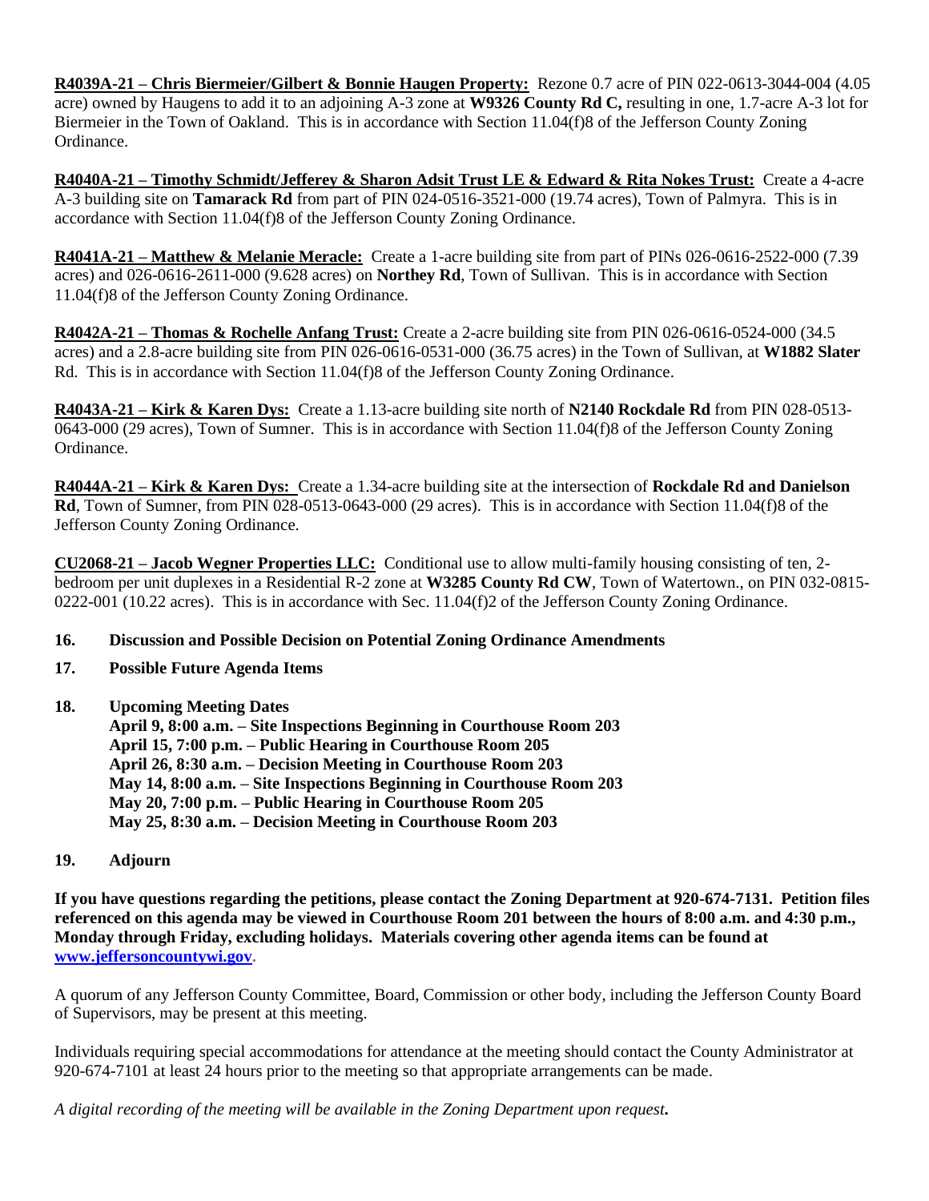**R4039A-21 – Chris Biermeier/Gilbert & Bonnie Haugen Property:** Rezone 0.7 acre of PIN 022-0613-3044-004 (4.05 acre) owned by Haugens to add it to an adjoining A-3 zone at **W9326 County Rd C,** resulting in one, 1.7-acre A-3 lot for Biermeier in the Town of Oakland. This is in accordance with Section 11.04(f)8 of the Jefferson County Zoning Ordinance.

**R4040A-21 – Timothy Schmidt/Jefferey & Sharon Adsit Trust LE & Edward & Rita Nokes Trust:** Create a 4-acre A-3 building site on **Tamarack Rd** from part of PIN 024-0516-3521-000 (19.74 acres), Town of Palmyra. This is in accordance with Section 11.04(f)8 of the Jefferson County Zoning Ordinance.

**R4041A-21 – Matthew & Melanie Meracle:** Create a 1-acre building site from part of PINs 026-0616-2522-000 (7.39 acres) and 026-0616-2611-000 (9.628 acres) on **Northey Rd**, Town of Sullivan. This is in accordance with Section 11.04(f)8 of the Jefferson County Zoning Ordinance.

**R4042A-21 – Thomas & Rochelle Anfang Trust:** Create a 2-acre building site from PIN 026-0616-0524-000 (34.5 acres) and a 2.8-acre building site from PIN 026-0616-0531-000 (36.75 acres) in the Town of Sullivan, at **W1882 Slater** Rd. This is in accordance with Section 11.04(f)8 of the Jefferson County Zoning Ordinance.

**R4043A-21 – Kirk & Karen Dys:** Create a 1.13-acre building site north of **N2140 Rockdale Rd** from PIN 028-0513-0643-000 (29 acres), Town of Sumner. This is in accordance with Section 11.04(f)8 of the Jefferson County Zoning Ordinance.

**R4044A-21 – Kirk & Karen Dys:** Create a 1.34-acre building site at the intersection of **Rockdale Rd and Danielson Rd**, Town of Sumner, from PIN 028-0513-0643-000 (29 acres). This is in accordance with Section 11.04(f)8 of the Jefferson County Zoning Ordinance.

**CU2068-21 – Jacob Wegner Properties LLC:** Conditional use to allow multi-family housing consisting of ten, 2-bedroom per unit duplexes in a Residential R-2 zone at **W3285 County Rd CW**, Town of Watertown., on PIN 032-0815-0222-001 (10.22 acres). This is in accordance with Sec. 11.04(f)2 of the Jefferson County Zoning Ordinance.

**16. Discussion and Possible Decision on Potential Zoning Ordinance Amendments**

**17. Possible Future Agenda Items**

**18. Upcoming Meeting Dates**

**April 9, 8:00 a.m. – Site Inspections Beginning in Courthouse Room 203**
**April 15, 7:00 p.m. – Public Hearing in Courthouse Room 205**
**April 26, 8:30 a.m. – Decision Meeting in Courthouse Room 203**
**May 14, 8:00 a.m. – Site Inspections Beginning in Courthouse Room 203**
**May 20, 7:00 p.m. – Public Hearing in Courthouse Room 205**
**May 25, 8:30 a.m. – Decision Meeting in Courthouse Room 203**

**19. Adjourn**

**If you have questions regarding the petitions, please contact the Zoning Department at 920-674-7131. Petition files referenced on this agenda may be viewed in Courthouse Room 201 between the hours of 8:00 a.m. and 4:30 p.m., Monday through Friday, excluding holidays. Materials covering other agenda items can be found at www.jeffersoncountywi.gov.**

A quorum of any Jefferson County Committee, Board, Commission or other body, including the Jefferson County Board of Supervisors, may be present at this meeting.

Individuals requiring special accommodations for attendance at the meeting should contact the County Administrator at 920-674-7101 at least 24 hours prior to the meeting so that appropriate arrangements can be made.

*A digital recording of the meeting will be available in the Zoning Department upon request.*